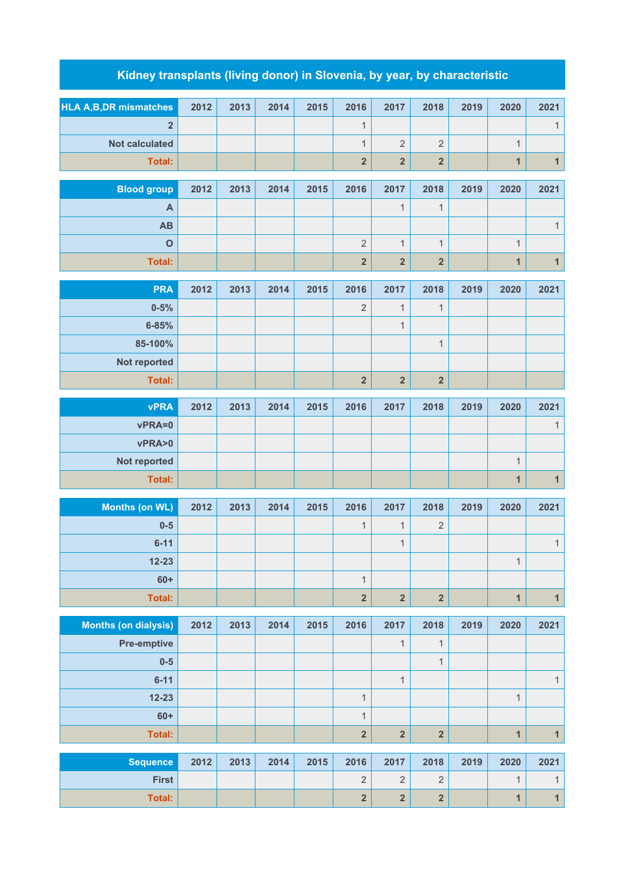# Kidney transplants (living donor) in Slovenia, by year, by characteristic

| HLA A,B,DR mismatches | 2012 | 2013 | 2014 | 2015 | 2016 | 2017 | 2018 | 2019 | 2020 | 2021 |
|---|---|---|---|---|---|---|---|---|---|---|
| 2 | | | | | 1 | | | | | 1 |
| Not calculated | | | | | 1 | 2 | 2 | | 1 | |
| **Total:** | | | | | **2** | **2** | **2** | | **1** | **1** |

| Blood group | 2012 | 2013 | 2014 | 2015 | 2016 | 2017 | 2018 | 2019 | 2020 | 2021 |
|---|---|---|---|---|---|---|---|---|---|---|
| A | | | | | | 1 | 1 | | | |
| AB | | | | | | | | | | 1 |
| O | | | | | 2 | 1 | 1 | | 1 | |
| **Total:** | | | | | **2** | **2** | **2** | | **1** | **1** |

| PRA | 2012 | 2013 | 2014 | 2015 | 2016 | 2017 | 2018 | 2019 | 2020 | 2021 |
|---|---|---|---|---|---|---|---|---|---|---|
| 0-5% | | | | | 2 | 1 | 1 | | | |
| 6-85% | | | | | | 1 | | | | |
| 85-100% | | | | | | | 1 | | | |
| Not reported | | | | | | | | | | |
| **Total:** | | | | | **2** | **2** | **2** | | | |

| vPRA | 2012 | 2013 | 2014 | 2015 | 2016 | 2017 | 2018 | 2019 | 2020 | 2021 |
|---|---|---|---|---|---|---|---|---|---|---|
| vPRA=0 | | | | | | | | | | 1 |
| vPRA>0 | | | | | | | | | | |
| Not reported | | | | | | | | | 1 | |
| **Total:** | | | | | | | | | **1** | **1** |

| Months (on WL) | 2012 | 2013 | 2014 | 2015 | 2016 | 2017 | 2018 | 2019 | 2020 | 2021 |
|---|---|---|---|---|---|---|---|---|---|---|
| 0-5 | | | | | 1 | 1 | 2 | | | |
| 6-11 | | | | | | 1 | | | | 1 |
| 12-23 | | | | | | | | | 1 | |
| 60+ | | | | | 1 | | | | | |
| **Total:** | | | | | **2** | **2** | **2** | | **1** | **1** |

| Months (on dialysis) | 2012 | 2013 | 2014 | 2015 | 2016 | 2017 | 2018 | 2019 | 2020 | 2021 |
|---|---|---|---|---|---|---|---|---|---|---|
| Pre-emptive | | | | | | 1 | 1 | | | |
| 0-5 | | | | | | | 1 | | | |
| 6-11 | | | | | | 1 | | | | 1 |
| 12-23 | | | | | 1 | | | | 1 | |
| 60+ | | | | | 1 | | | | | |
| **Total:** | | | | | **2** | **2** | **2** | | **1** | **1** |

| Sequence | 2012 | 2013 | 2014 | 2015 | 2016 | 2017 | 2018 | 2019 | 2020 | 2021 |
|---|---|---|---|---|---|---|---|---|---|---|
| First | | | | | 2 | 2 | 2 | | 1 | 1 |
| **Total:** | | | | | **2** | **2** | **2** | | **1** | **1** |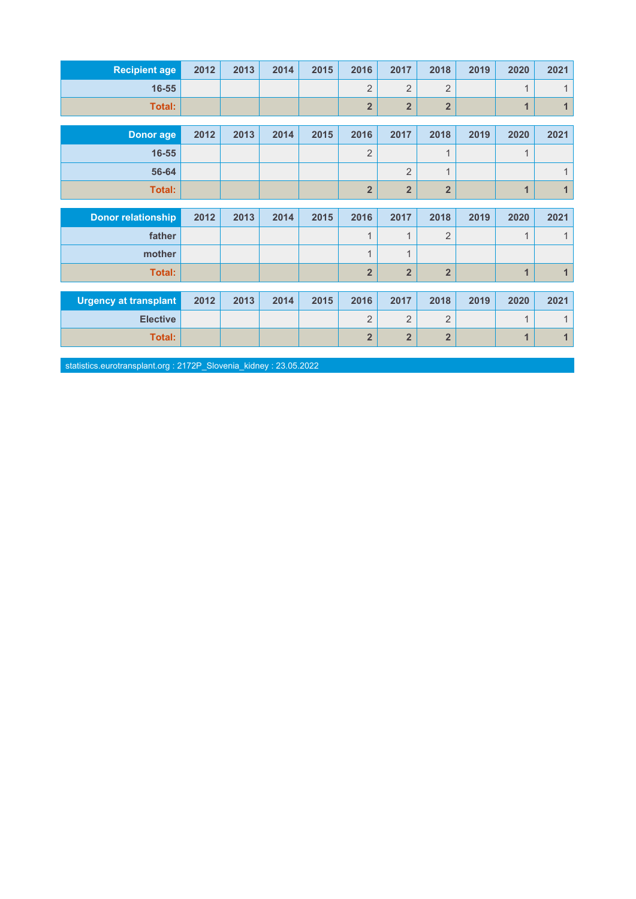| Recipient age | 2012 | 2013 | 2014 | 2015 | 2016 | 2017 | 2018 | 2019 | 2020 | 2021 |
|---|---|---|---|---|---|---|---|---|---|---|
| 16-55 | | | | | 2 | 2 | 2 | | 1 | 1 |
| Total: | | | | | 2 | 2 | 2 | | 1 | 1 |

| Donor age | 2012 | 2013 | 2014 | 2015 | 2016 | 2017 | 2018 | 2019 | 2020 | 2021 |
|---|---|---|---|---|---|---|---|---|---|---|
| 16-55 | | | | | 2 | | 1 | | 1 | |
| 56-64 | | | | | | 2 | 1 | | | 1 |
| Total: | | | | | 2 | 2 | 2 | | 1 | 1 |

| Donor relationship | 2012 | 2013 | 2014 | 2015 | 2016 | 2017 | 2018 | 2019 | 2020 | 2021 |
|---|---|---|---|---|---|---|---|---|---|---|
| father | | | | | 1 | 1 | 2 | | 1 | 1 |
| mother | | | | | 1 | 1 | | | | |
| Total: | | | | | 2 | 2 | 2 | | 1 | 1 |

| Urgency at transplant | 2012 | 2013 | 2014 | 2015 | 2016 | 2017 | 2018 | 2019 | 2020 | 2021 |
|---|---|---|---|---|---|---|---|---|---|---|
| Elective | | | | | 2 | 2 | 2 | | 1 | 1 |
| Total: | | | | | 2 | 2 | 2 | | 1 | 1 |

statistics.eurotransplant.org : 2172P_Slovenia_kidney : 23.05.2022